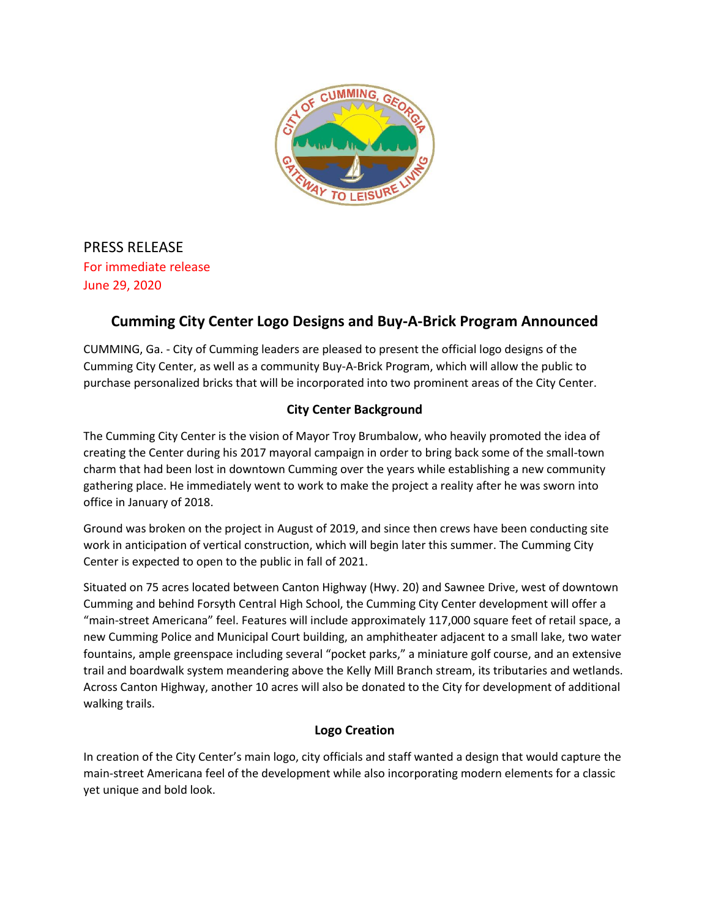PRESS RELEASE
For immediate release
June 29, 2020

# Cumming City Center Logo Designs and Buy-A-Brick Program Announced

CUMMING, Ga. - City of Cumming leaders are pleased to present the official logo designs of the Cumming City Center, as well as a community Buy-A-Brick Program, which will allow the public to purchase personalized bricks that will be incorporated into two prominent areas of the City Center.

## City Center Background

The Cumming City Center is the vision of Mayor Troy Brumbalow, who heavily promoted the idea of creating the Center during his 2017 mayoral campaign in order to bring back some of the small-town charm that had been lost in downtown Cumming over the years while establishing a new community gathering place. He immediately went to work to make the project a reality after he was sworn into office in January of 2018.

Ground was broken on the project in August of 2019, and since then crews have been conducting site work in anticipation of vertical construction, which will begin later this summer. The Cumming City Center is expected to open to the public in fall of 2021.

Situated on 75 acres located between Canton Highway (Hwy. 20) and Sawnee Drive, west of downtown Cumming and behind Forsyth Central High School, the Cumming City Center development will offer a "main-street Americana" feel. Features will include approximately 117,000 square feet of retail space, a new Cumming Police and Municipal Court building, an amphitheater adjacent to a small lake, two water fountains, ample greenspace including several "pocket parks," a miniature golf course, and an extensive trail and boardwalk system meandering above the Kelly Mill Branch stream, its tributaries and wetlands. Across Canton Highway, another 10 acres will also be donated to the City for development of additional walking trails.

## Logo Creation

In creation of the City Center's main logo, city officials and staff wanted a design that would capture the main-street Americana feel of the development while also incorporating modern elements for a classic yet unique and bold look.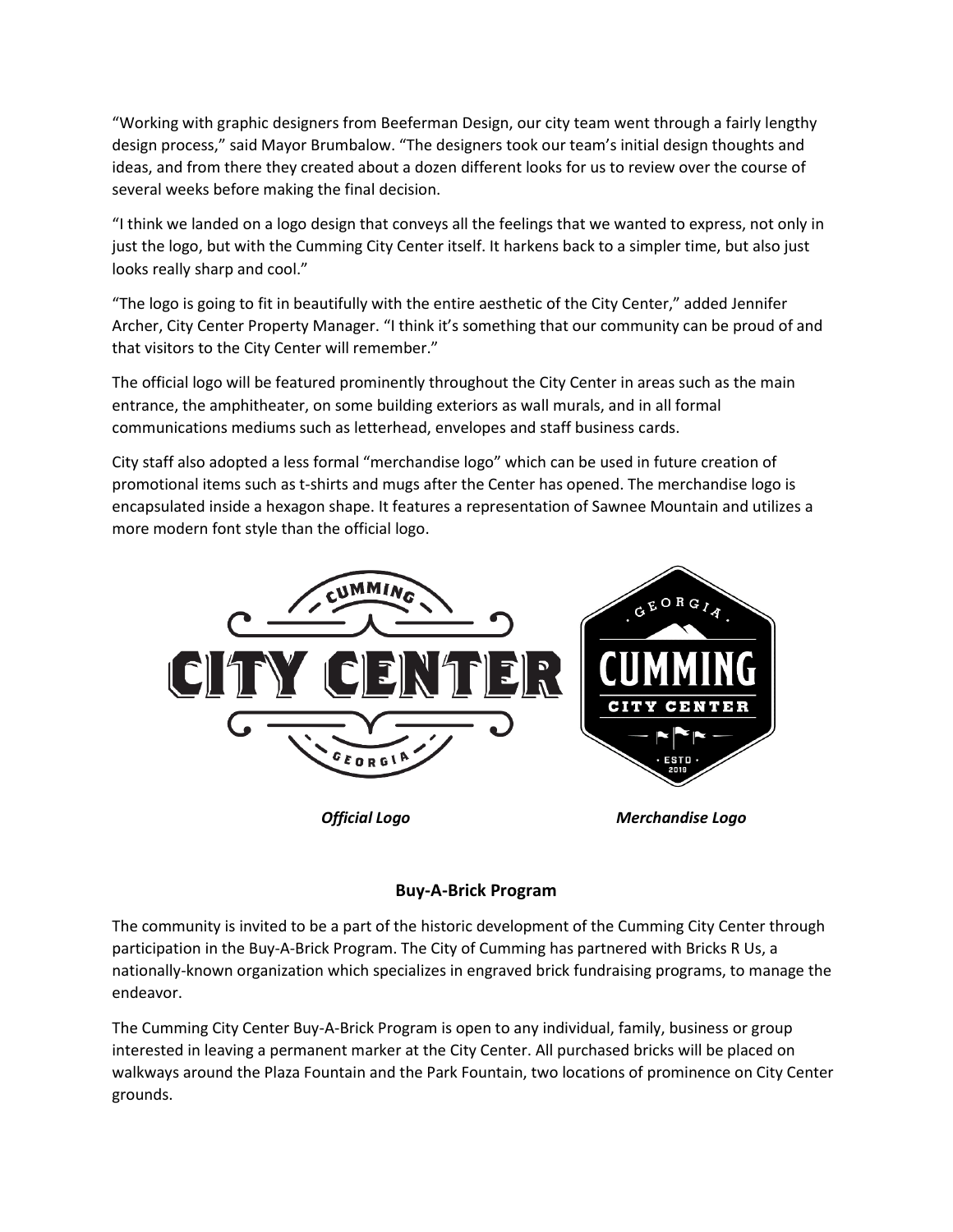"Working with graphic designers from Beeferman Design, our city team went through a fairly lengthy design process," said Mayor Brumbalow. "The designers took our team's initial design thoughts and ideas, and from there they created about a dozen different looks for us to review over the course of several weeks before making the final decision.

"I think we landed on a logo design that conveys all the feelings that we wanted to express, not only in just the logo, but with the Cumming City Center itself. It harkens back to a simpler time, but also just looks really sharp and cool."

"The logo is going to fit in beautifully with the entire aesthetic of the City Center," added Jennifer Archer, City Center Property Manager. "I think it's something that our community can be proud of and that visitors to the City Center will remember."

The official logo will be featured prominently throughout the City Center in areas such as the main entrance, the amphitheater, on some building exteriors as wall murals, and in all formal communications mediums such as letterhead, envelopes and staff business cards.

City staff also adopted a less formal "merchandise logo" which can be used in future creation of promotional items such as t-shirts and mugs after the Center has opened. The merchandise logo is encapsulated inside a hexagon shape. It features a representation of Sawnee Mountain and utilizes a more modern font style than the official logo.

*Official Logo*

*Merchandise Logo*

## Buy-A-Brick Program

The community is invited to be a part of the historic development of the Cumming City Center through participation in the Buy-A-Brick Program. The City of Cumming has partnered with Bricks R Us, a nationally-known organization which specializes in engraved brick fundraising programs, to manage the endeavor.

The Cumming City Center Buy-A-Brick Program is open to any individual, family, business or group interested in leaving a permanent marker at the City Center. All purchased bricks will be placed on walkways around the Plaza Fountain and the Park Fountain, two locations of prominence on City Center grounds.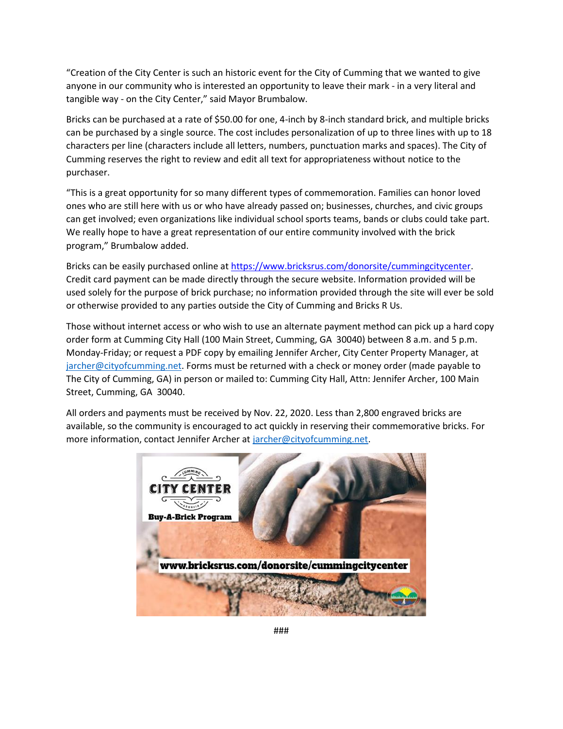"Creation of the City Center is such an historic event for the City of Cumming that we wanted to give anyone in our community who is interested an opportunity to leave their mark - in a very literal and tangible way - on the City Center," said Mayor Brumbalow.

Bricks can be purchased at a rate of $50.00 for one, 4-inch by 8-inch standard brick, and multiple bricks can be purchased by a single source. The cost includes personalization of up to three lines with up to 18 characters per line (characters include all letters, numbers, punctuation marks and spaces). The City of Cumming reserves the right to review and edit all text for appropriateness without notice to the purchaser.

"This is a great opportunity for so many different types of commemoration. Families can honor loved ones who are still here with us or who have already passed on; businesses, churches, and civic groups can get involved; even organizations like individual school sports teams, bands or clubs could take part. We really hope to have a great representation of our entire community involved with the brick program," Brumbalow added.

Bricks can be easily purchased online at https://www.bricksrus.com/donorsite/cummingcitycenter. Credit card payment can be made directly through the secure website. Information provided will be used solely for the purpose of brick purchase; no information provided through the site will ever be sold or otherwise provided to any parties outside the City of Cumming and Bricks R Us.

Those without internet access or who wish to use an alternate payment method can pick up a hard copy order form at Cumming City Hall (100 Main Street, Cumming, GA 30040) between 8 a.m. and 5 p.m. Monday-Friday; or request a PDF copy by emailing Jennifer Archer, City Center Property Manager, at jarcher@cityofcumming.net. Forms must be returned with a check or money order (made payable to The City of Cumming, GA) in person or mailed to: Cumming City Hall, Attn: Jennifer Archer, 100 Main Street, Cumming, GA 30040.

All orders and payments must be received by Nov. 22, 2020. Less than 2,800 engraved bricks are available, so the community is encouraged to act quickly in reserving their commemorative bricks. For more information, contact Jennifer Archer at jarcher@cityofcumming.net.

CITY CENTER

Buy-A-Brick Program

www.bricksrus.com/donorsite/cummingcitycenter

###